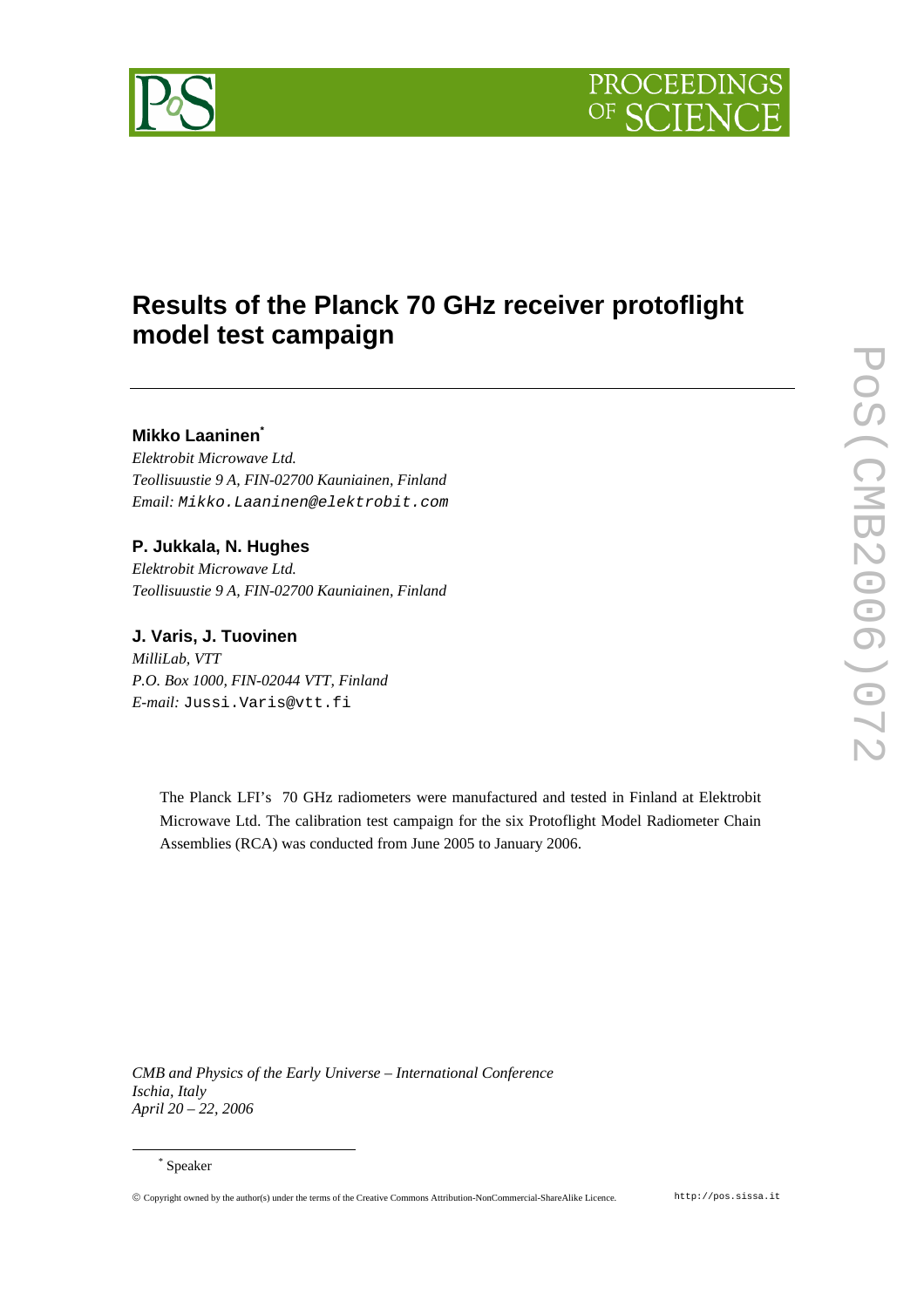# Results of the Planck 70 GHz receiver protoflight model test campaign

**Mikko Laaninen**[*]

*Elektrobit Microwave Ltd.*
*Teollisuustie 9 A, FIN-02700 Kauniainen, Finland*
*Email:* Mikko.Laaninen@elektrobit.com

**P. Jukkala, N. Hughes**

*Elektrobit Microwave Ltd.*
*Teollisuustie 9 A, FIN-02700 Kauniainen, Finland*

**J. Varis, J. Tuovinen**

*MilliLab, VTT*
*P.O. Box 1000, FIN-02044 VTT, Finland*
*E-mail:* Jussi.Varis@vtt.fi

The Planck LFI's 70 GHz radiometers were manufactured and tested in Finland at Elektrobit Microwave Ltd. The calibration test campaign for the six Protoflight Model Radiometer Chain Assemblies (RCA) was conducted from June 2005 to January 2006.

*CMB and Physics of the Early Universe – International Conference*
*Ischia, Italy*
*April 20 – 22, 2006*

[*] Speaker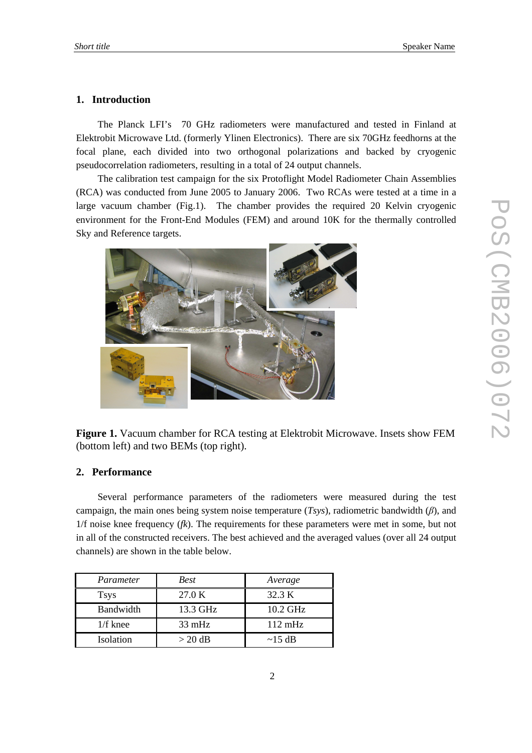## 1. Introduction

The Planck LFI's 70 GHz radiometers were manufactured and tested in Finland at Elektrobit Microwave Ltd. (formerly Ylinen Electronics). There are six 70GHz feedhorns at the focal plane, each divided into two orthogonal polarizations and backed by cryogenic pseudocorrelation radiometers, resulting in a total of 24 output channels.

The calibration test campaign for the six Protoflight Model Radiometer Chain Assemblies (RCA) was conducted from June 2005 to January 2006. Two RCAs were tested at a time in a large vacuum chamber (Fig.1). The chamber provides the required 20 Kelvin cryogenic environment for the Front-End Modules (FEM) and around 10K for the thermally controlled Sky and Reference targets.

**Figure 1.** Vacuum chamber for RCA testing at Elektrobit Microwave. Insets show FEM (bottom left) and two BEMs (top right).

## 2. Performance

Several performance parameters of the radiometers were measured during the test campaign, the main ones being system noise temperature (*Tsys*), radiometric bandwidth ($\beta$), and 1/f noise knee frequency (*fk*). The requirements for these parameters were met in some, but not in all of the constructed receivers. The best achieved and the averaged values (over all 24 output channels) are shown in the table below.

| *Parameter* | *Best* | *Average* |
|---|---|---|
| Tsys | 27.0 K | 32.3 K |
| Bandwidth | 13.3 GHz | 10.2 GHz |
| 1/f knee | 33 mHz | 112 mHz |
| Isolation | > 20 dB | ~15 dB |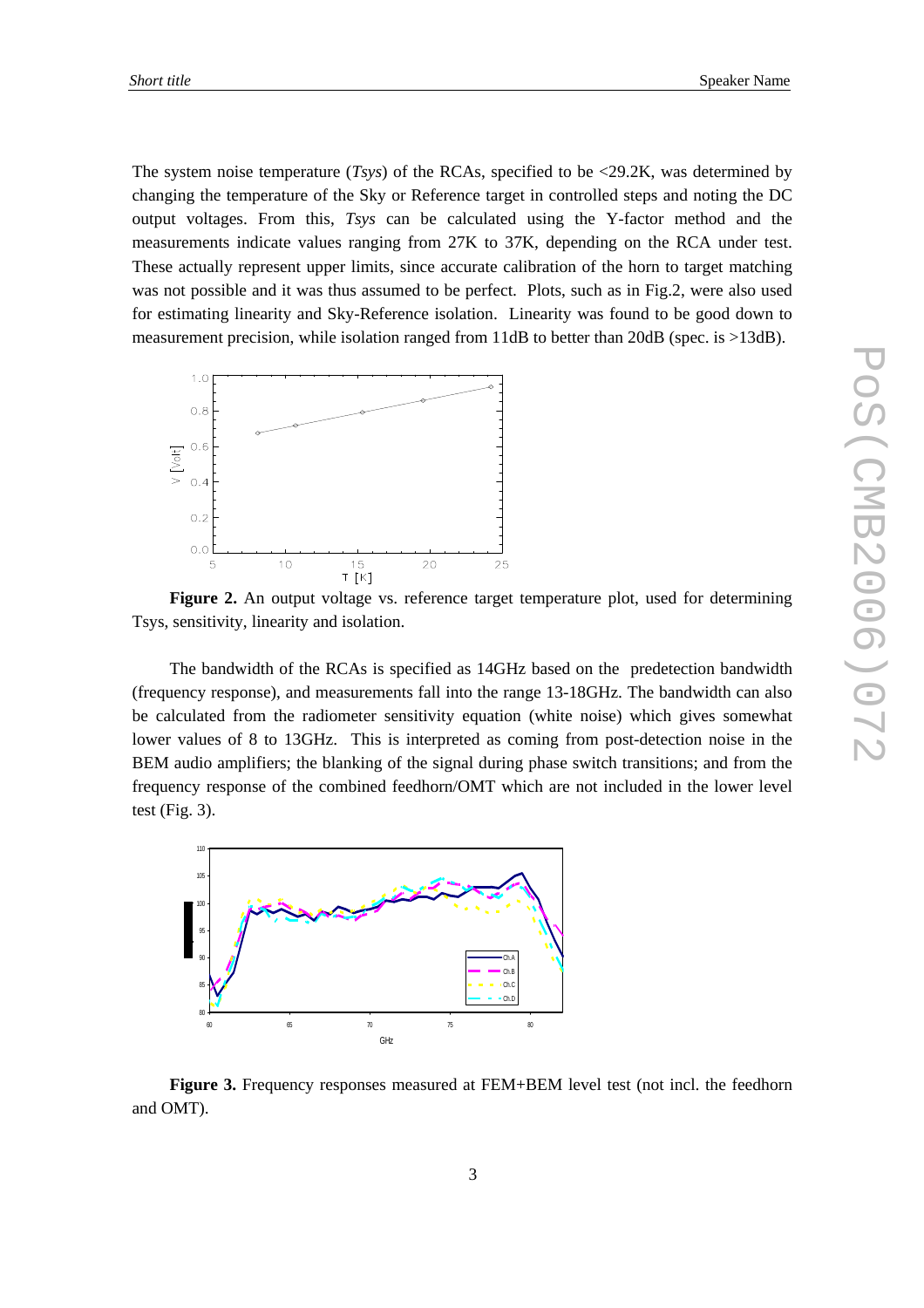The system noise temperature (*Tsys*) of the RCAs, specified to be <29.2K, was determined by changing the temperature of the Sky or Reference target in controlled steps and noting the DC output voltages. From this, *Tsys* can be calculated using the Y-factor method and the measurements indicate values ranging from 27K to 37K, depending on the RCA under test. These actually represent upper limits, since accurate calibration of the horn to target matching was not possible and it was thus assumed to be perfect. Plots, such as in Fig.2, were also used for estimating linearity and Sky-Reference isolation. Linearity was found to be good down to measurement precision, while isolation ranged from 11dB to better than 20dB (spec. is >13dB).

**Figure 2.** An output voltage vs. reference target temperature plot, used for determining Tsys, sensitivity, linearity and isolation.

The bandwidth of the RCAs is specified as 14GHz based on the predetection bandwidth (frequency response), and measurements fall into the range 13-18GHz. The bandwidth can also be calculated from the radiometer sensitivity equation (white noise) which gives somewhat lower values of 8 to 13GHz. This is interpreted as coming from post-detection noise in the BEM audio amplifiers; the blanking of the signal during phase switch transitions; and from the frequency response of the combined feedhorn/OMT which are not included in the lower level test (Fig. 3).

**Figure 3.** Frequency responses measured at FEM+BEM level test (not incl. the feedhorn and OMT).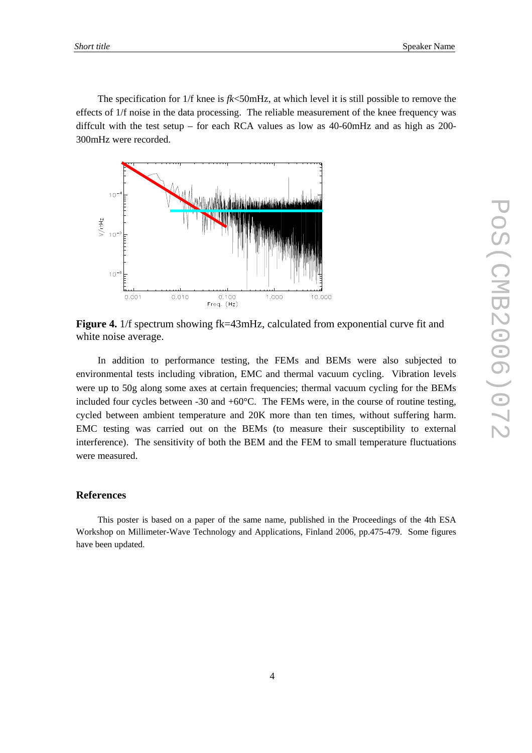The specification for 1/f knee is *fk*<50mHz, at which level it is still possible to remove the effects of 1/f noise in the data processing. The reliable measurement of the knee frequency was diffcult with the test setup – for each RCA values as low as 40-60mHz and as high as 200-300mHz were recorded.

$10^{-4}$

$10^{-5}$

$10^{-6}$

V/rtHz

0.001 0.010 0.100 1.000 10.000

Freq. (Hz)

**Figure 4.** 1/f spectrum showing fk=43mHz, calculated from exponential curve fit and white noise average.

In addition to performance testing, the FEMs and BEMs were also subjected to environmental tests including vibration, EMC and thermal vacuum cycling. Vibration levels were up to 50g along some axes at certain frequencies; thermal vacuum cycling for the BEMs included four cycles between -30 and +60°C. The FEMs were, in the course of routine testing, cycled between ambient temperature and 20K more than ten times, without suffering harm. EMC testing was carried out on the BEMs (to measure their susceptibility to external interference). The sensitivity of both the BEM and the FEM to small temperature fluctuations were measured.

## References

This poster is based on a paper of the same name, published in the Proceedings of the 4th ESA Workshop on Millimeter-Wave Technology and Applications, Finland 2006, pp.475-479. Some figures have been updated.